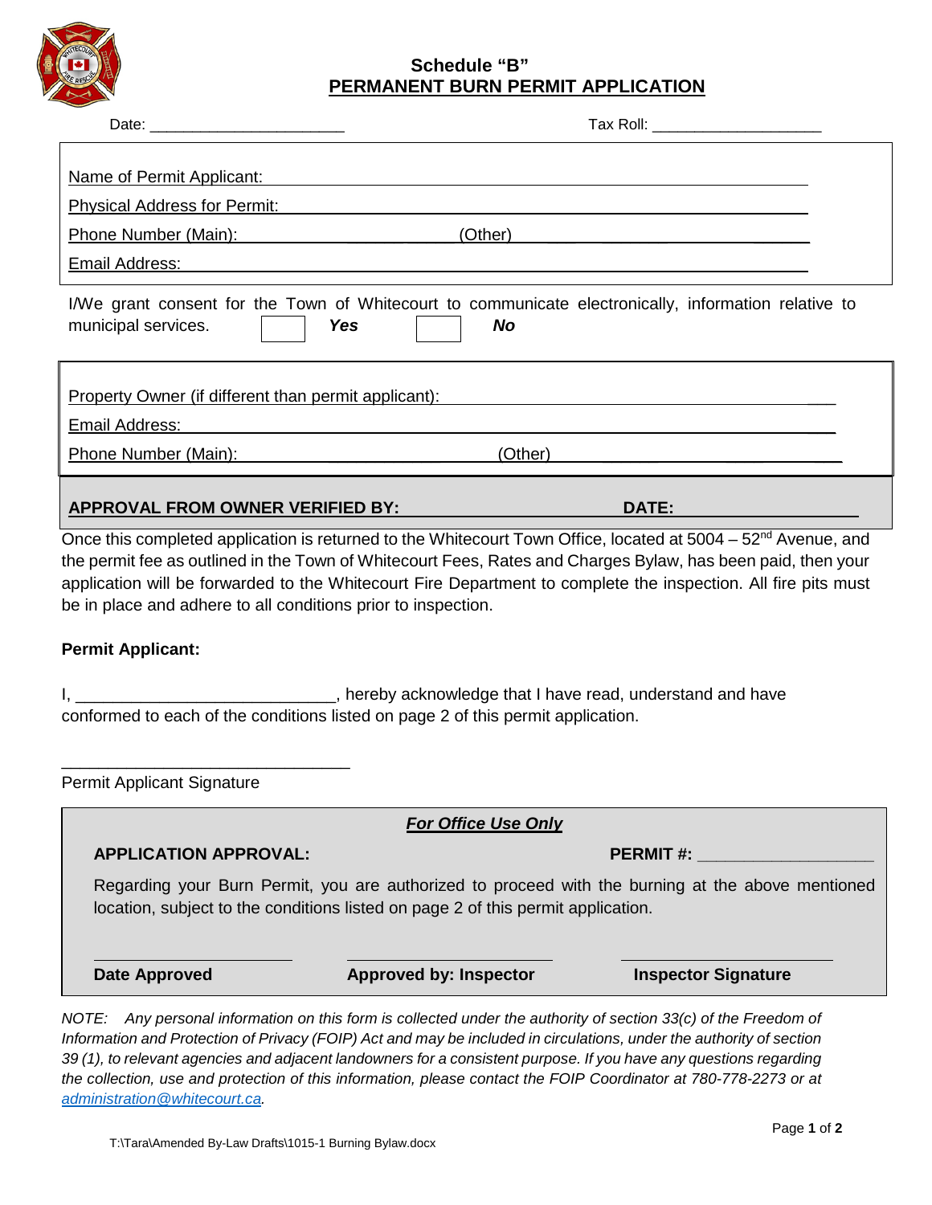# Schedule "B"
## PERMANENT BURN PERMIT APPLICATION

Date: ______________________ Tax Roll: ____________________

Name of Permit Applicant: ______________________________________________

Physical Address for Permit: ______________________________________________

Phone Number (Main): ______________________ (Other) ______________________

Email Address: ______________________________________________

I/We grant consent for the Town of Whitecourt to communicate electronically, information relative to municipal services. ☐ ***Yes*** ☐ ***No***

Property Owner (if different than permit applicant): ______________________________________________

Email Address: ______________________________________________

Phone Number (Main): ______________________ (Other) ______________________

**APPROVAL FROM OWNER VERIFIED BY:** ______________________ **DATE:** ______________

Once this completed application is returned to the Whitecourt Town Office, located at 5004 – 52nd Avenue, and the permit fee as outlined in the Town of Whitecourt Fees, Rates and Charges Bylaw, has been paid, then your application will be forwarded to the Whitecourt Fire Department to complete the inspection. All fire pits must be in place and adhere to all conditions prior to inspection.

**Permit Applicant:**

I, ____________________________, hereby acknowledge that I have read, understand and have conformed to each of the conditions listed on page 2 of this permit application.

_______________________________
Permit Applicant Signature

***For Office Use Only***

**APPLICATION APPROVAL:** **PERMIT #:** __________________

Regarding your Burn Permit, you are authorized to proceed with the burning at the above mentioned location, subject to the conditions listed on page 2 of this permit application.

| ______________________ | ______________________ | ______________________ |
|---|---|---|
| **Date Approved** | **Approved by: Inspector** | **Inspector Signature** |

*NOTE: Any personal information on this form is collected under the authority of section 33(c) of the Freedom of Information and Protection of Privacy (FOIP) Act and may be included in circulations, under the authority of section 39 (1), to relevant agencies and adjacent landowners for a consistent purpose. If you have any questions regarding the collection, use and protection of this information, please contact the FOIP Coordinator at 780-778-2273 or at administration@whitecourt.ca.*

T:\Tara\Amended By-Law Drafts\1015-1 Burning Bylaw.docx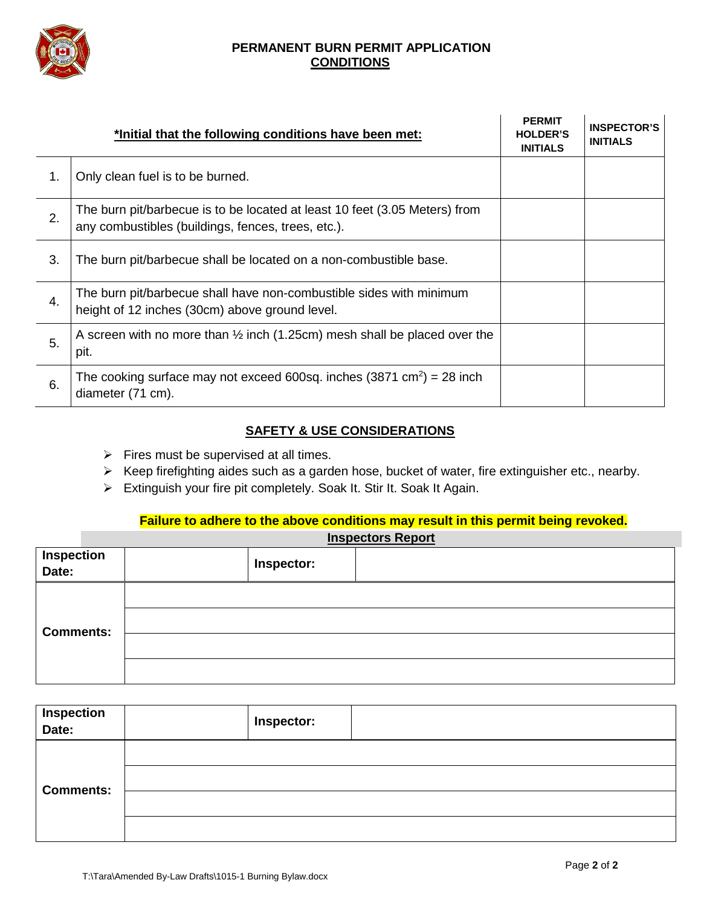## PERMANENT BURN PERMIT APPLICATION
## CONDITIONS

| | **\*Initial that the following conditions have been met:** | **PERMIT HOLDER'S INITIALS** | **INSPECTOR'S INITIALS** |
|---|---|---|---|
| 1. | Only clean fuel is to be burned. | | |
| 2. | The burn pit/barbecue is to be located at least 10 feet (3.05 Meters) from any combustibles (buildings, fences, trees, etc.). | | |
| 3. | The burn pit/barbecue shall be located on a non-combustible base. | | |
| 4. | The burn pit/barbecue shall have non-combustible sides with minimum height of 12 inches (30cm) above ground level. | | |
| 5. | A screen with no more than ½ inch (1.25cm) mesh shall be placed over the pit. | | |
| 6. | The cooking surface may not exceed 600sq. inches (3871 $cm^2$) = 28 inch diameter (71 cm). | | |

### SAFETY & USE CONSIDERATIONS

- Fires must be supervised at all times.
- Keep firefighting aides such as a garden hose, bucket of water, fire extinguisher etc., nearby.
- Extinguish your fire pit completely. Soak It. Stir It. Soak It Again.

**Failure to adhere to the above conditions may result in this permit being revoked.**

### Inspectors Report

| | | | |
|---|---|---|---|
| **Inspection Date:** | | **Inspector:** | |
| **Comments:** | | | |
| | | | |
| | | | |
| | | | |

| | | | |
|---|---|---|---|
| **Inspection Date:** | | **Inspector:** | |
| **Comments:** | | | |
| | | | |
| | | | |
| | | | |

T:\Tara\Amended By-Law Drafts\1015-1 Burning Bylaw.docx